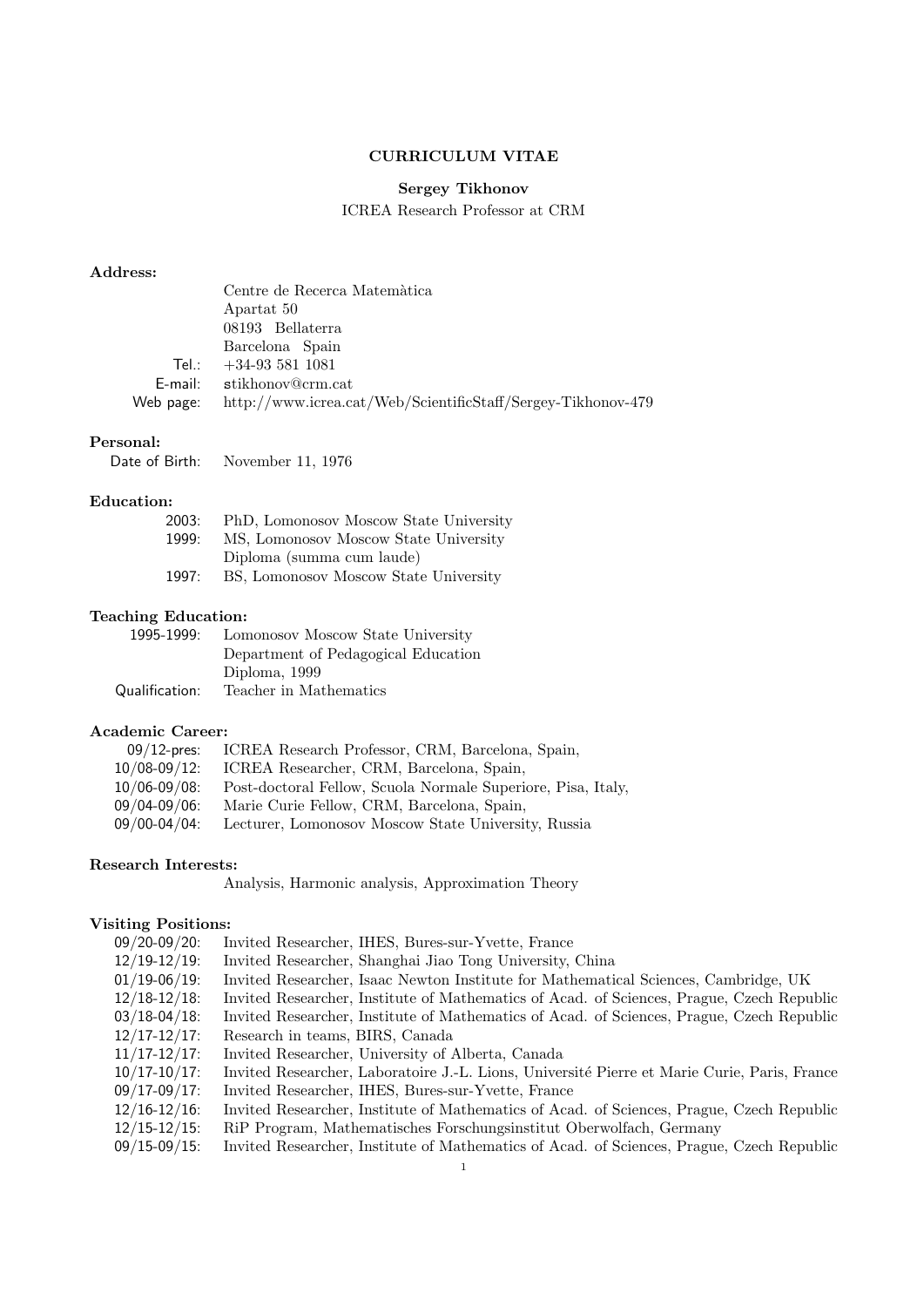# CURRICULUM VITAE

## Sergey Tikhonov

ICREA Research Professor at CRM

### Address:

Centre de Recerca Matemàtica
Apartat 50
08193 Bellaterra
Barcelona Spain

| | |
|---|---|
| Tel.: | +34-93 581 1081 |
| E-mail: | stikhonov@crm.cat |
| Web page: | http://www.icrea.cat/Web/ScientificStaff/Sergey-Tikhonov-479 |

### Personal:

| | |
|---|---|
| Date of Birth: | November 11, 1976 |

### Education:

| | |
|---|---|
| 2003: | PhD, Lomonosov Moscow State University |
| 1999: | MS, Lomonosov Moscow State University<br>Diploma (summa cum laude) |
| 1997: | BS, Lomonosov Moscow State University |

### Teaching Education:

| | |
|---|---|
| 1995-1999: | Lomonosov Moscow State University<br>Department of Pedagogical Education<br>Diploma, 1999 |
| Qualification: | Teacher in Mathematics |

### Academic Career:

| | |
|---|---|
| 09/12-pres: | ICREA Research Professor, CRM, Barcelona, Spain, |
| 10/08-09/12: | ICREA Researcher, CRM, Barcelona, Spain, |
| 10/06-09/08: | Post-doctoral Fellow, Scuola Normale Superiore, Pisa, Italy, |
| 09/04-09/06: | Marie Curie Fellow, CRM, Barcelona, Spain, |
| 09/00-04/04: | Lecturer, Lomonosov Moscow State University, Russia |

### Research Interests:

Analysis, Harmonic analysis, Approximation Theory

### Visiting Positions:

| | |
|---|---|
| 09/20-09/20: | Invited Researcher, IHES, Bures-sur-Yvette, France |
| 12/19-12/19: | Invited Researcher, Shanghai Jiao Tong University, China |
| 01/19-06/19: | Invited Researcher, Isaac Newton Institute for Mathematical Sciences, Cambridge, UK |
| 12/18-12/18: | Invited Researcher, Institute of Mathematics of Acad. of Sciences, Prague, Czech Republic |
| 03/18-04/18: | Invited Researcher, Institute of Mathematics of Acad. of Sciences, Prague, Czech Republic |
| 12/17-12/17: | Research in teams, BIRS, Canada |
| 11/17-12/17: | Invited Researcher, University of Alberta, Canada |
| 10/17-10/17: | Invited Researcher, Laboratoire J.-L. Lions, Université Pierre et Marie Curie, Paris, France |
| 09/17-09/17: | Invited Researcher, IHES, Bures-sur-Yvette, France |
| 12/16-12/16: | Invited Researcher, Institute of Mathematics of Acad. of Sciences, Prague, Czech Republic |
| 12/15-12/15: | RiP Program, Mathematisches Forschungsinstitut Oberwolfach, Germany |
| 09/15-09/15: | Invited Researcher, Institute of Mathematics of Acad. of Sciences, Prague, Czech Republic |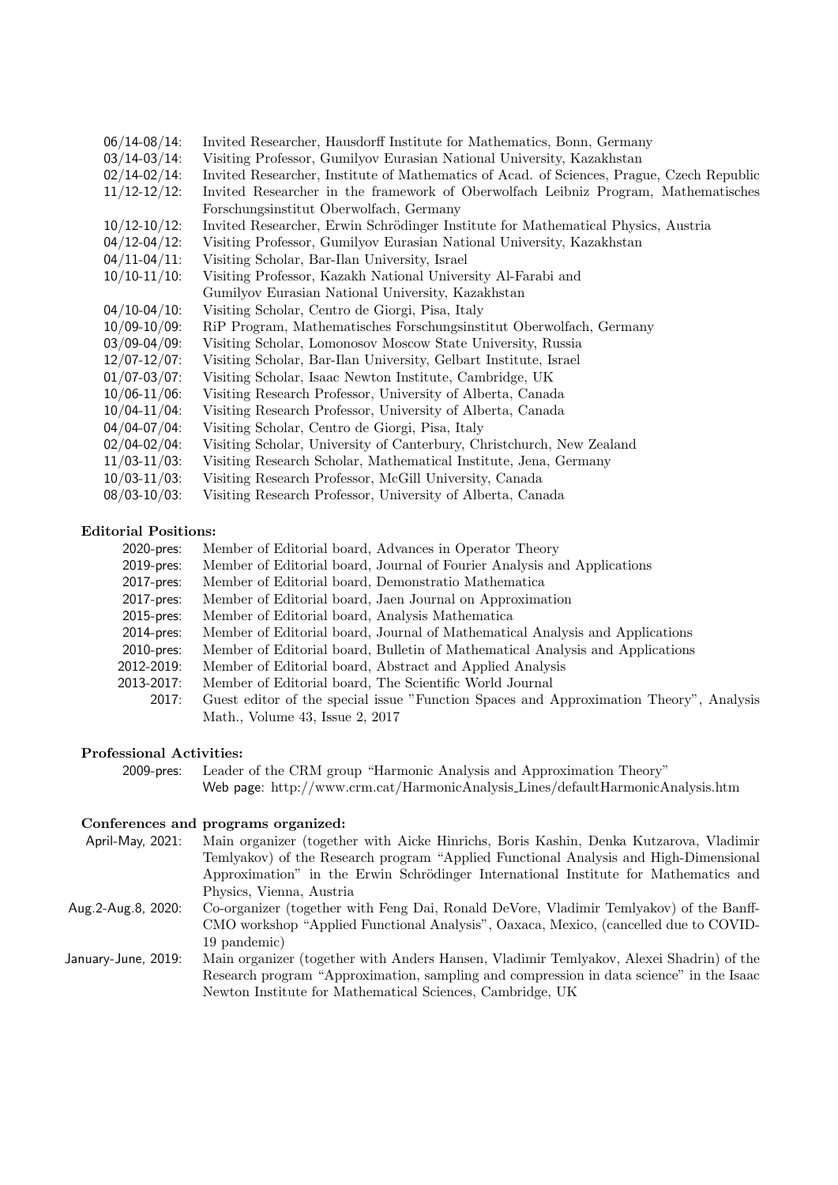06/14-08/14: Invited Researcher, Hausdorff Institute for Mathematics, Bonn, Germany
03/14-03/14: Visiting Professor, Gumilyov Eurasian National University, Kazakhstan
02/14-02/14: Invited Researcher, Institute of Mathematics of Acad. of Sciences, Prague, Czech Republic
11/12-12/12: Invited Researcher in the framework of Oberwolfach Leibniz Program, Mathematisches Forschungsinstitut Oberwolfach, Germany
10/12-10/12: Invited Researcher, Erwin Schrödinger Institute for Mathematical Physics, Austria
04/12-04/12: Visiting Professor, Gumilyov Eurasian National University, Kazakhstan
04/11-04/11: Visiting Scholar, Bar-Ilan University, Israel
10/10-11/10: Visiting Professor, Kazakh National University Al-Farabi and Gumilyov Eurasian National University, Kazakhstan
04/10-04/10: Visiting Scholar, Centro de Giorgi, Pisa, Italy
10/09-10/09: RiP Program, Mathematisches Forschungsinstitut Oberwolfach, Germany
03/09-04/09: Visiting Scholar, Lomonosov Moscow State University, Russia
12/07-12/07: Visiting Scholar, Bar-Ilan University, Gelbart Institute, Israel
01/07-03/07: Visiting Scholar, Isaac Newton Institute, Cambridge, UK
10/06-11/06: Visiting Research Professor, University of Alberta, Canada
10/04-11/04: Visiting Research Professor, University of Alberta, Canada
04/04-07/04: Visiting Scholar, Centro de Giorgi, Pisa, Italy
02/04-02/04: Visiting Scholar, University of Canterbury, Christchurch, New Zealand
11/03-11/03: Visiting Research Scholar, Mathematical Institute, Jena, Germany
10/03-11/03: Visiting Research Professor, McGill University, Canada
08/03-10/03: Visiting Research Professor, University of Alberta, Canada

**Editorial Positions:**

2020-pres: Member of Editorial board, Advances in Operator Theory
2019-pres: Member of Editorial board, Journal of Fourier Analysis and Applications
2017-pres: Member of Editorial board, Demonstratio Mathematica
2017-pres: Member of Editorial board, Jaen Journal on Approximation
2015-pres: Member of Editorial board, Analysis Mathematica
2014-pres: Member of Editorial board, Journal of Mathematical Analysis and Applications
2010-pres: Member of Editorial board, Bulletin of Mathematical Analysis and Applications
2012-2019: Member of Editorial board, Abstract and Applied Analysis
2013-2017: Member of Editorial board, The Scientific World Journal
2017: Guest editor of the special issue "Function Spaces and Approximation Theory", Analysis Math., Volume 43, Issue 2, 2017

**Professional Activities:**

2009-pres: Leader of the CRM group "Harmonic Analysis and Approximation Theory"
Web page: http://www.crm.cat/HarmonicAnalysis_Lines/defaultHarmonicAnalysis.htm

**Conferences and programs organized:**

April-May, 2021: Main organizer (together with Aicke Hinrichs, Boris Kashin, Denka Kutzarova, Vladimir Temlyakov) of the Research program "Applied Functional Analysis and High-Dimensional Approximation" in the Erwin Schrödinger International Institute for Mathematics and Physics, Vienna, Austria

Aug.2-Aug.8, 2020: Co-organizer (together with Feng Dai, Ronald DeVore, Vladimir Temlyakov) of the Banff-CMO workshop "Applied Functional Analysis", Oaxaca, Mexico, (cancelled due to COVID-19 pandemic)

January-June, 2019: Main organizer (together with Anders Hansen, Vladimir Temlyakov, Alexei Shadrin) of the Research program "Approximation, sampling and compression in data science" in the Isaac Newton Institute for Mathematical Sciences, Cambridge, UK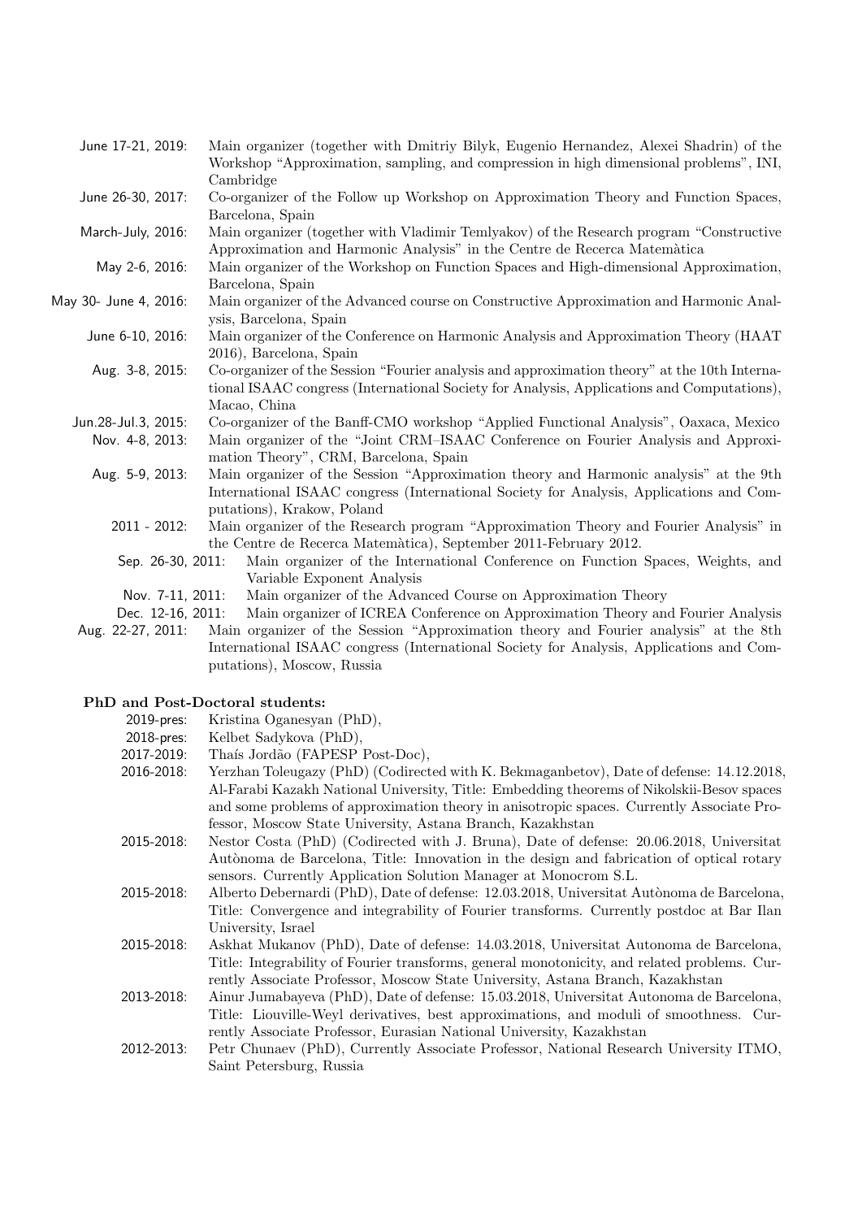- **June 17-21, 2019:** Main organizer (together with Dmitriy Bilyk, Eugenio Hernandez, Alexei Shadrin) of the Workshop "Approximation, sampling, and compression in high dimensional problems", INI, Cambridge
- **June 26-30, 2017:** Co-organizer of the Follow up Workshop on Approximation Theory and Function Spaces, Barcelona, Spain
- **March-July, 2016:** Main organizer (together with Vladimir Temlyakov) of the Research program "Constructive Approximation and Harmonic Analysis" in the Centre de Recerca Matemàtica
- **May 2-6, 2016:** Main organizer of the Workshop on Function Spaces and High-dimensional Approximation, Barcelona, Spain
- **May 30- June 4, 2016:** Main organizer of the Advanced course on Constructive Approximation and Harmonic Analysis, Barcelona, Spain
- **June 6-10, 2016:** Main organizer of the Conference on Harmonic Analysis and Approximation Theory (HAAT 2016), Barcelona, Spain
- **Aug. 3-8, 2015:** Co-organizer of the Session "Fourier analysis and approximation theory" at the 10th International ISAAC congress (International Society for Analysis, Applications and Computations), Macao, China
- **Jun.28-Jul.3, 2015:** Co-organizer of the Banff-CMO workshop "Applied Functional Analysis", Oaxaca, Mexico
- **Nov. 4-8, 2013:** Main organizer of the "Joint CRM–ISAAC Conference on Fourier Analysis and Approximation Theory", CRM, Barcelona, Spain
- **Aug. 5-9, 2013:** Main organizer of the Session "Approximation theory and Harmonic analysis" at the 9th International ISAAC congress (International Society for Analysis, Applications and Computations), Krakow, Poland
- **2011 - 2012:** Main organizer of the Research program "Approximation Theory and Fourier Analysis" in the Centre de Recerca Matemàtica), September 2011-February 2012.
  - **Sep. 26-30, 2011:** Main organizer of the International Conference on Function Spaces, Weights, and Variable Exponent Analysis
  - **Nov. 7-11, 2011:** Main organizer of the Advanced Course on Approximation Theory
  - **Dec. 12-16, 2011:** Main organizer of ICREA Conference on Approximation Theory and Fourier Analysis
- **Aug. 22-27, 2011:** Main organizer of the Session "Approximation theory and Fourier analysis" at the 8th International ISAAC congress (International Society for Analysis, Applications and Computations), Moscow, Russia

### PhD and Post-Doctoral students:

- **2019-pres:** Kristina Oganesyan (PhD),
- **2018-pres:** Kelbet Sadykova (PhD),
- **2017-2019:** Thaís Jordão (FAPESP Post-Doc),
- **2016-2018:** Yerzhan Toleugazy (PhD) (Codirected with K. Bekmaganbetov), Date of defense: 14.12.2018, Al-Farabi Kazakh National University, Title: Embedding theorems of Nikolskii-Besov spaces and some problems of approximation theory in anisotropic spaces. Currently Associate Professor, Moscow State University, Astana Branch, Kazakhstan
- **2015-2018:** Nestor Costa (PhD) (Codirected with J. Bruna), Date of defense: 20.06.2018, Universitat Autònoma de Barcelona, Title: Innovation in the design and fabrication of optical rotary sensors. Currently Application Solution Manager at Monocrom S.L.
- **2015-2018:** Alberto Debernardi (PhD), Date of defense: 12.03.2018, Universitat Autònoma de Barcelona, Title: Convergence and integrability of Fourier transforms. Currently postdoc at Bar Ilan University, Israel
- **2015-2018:** Askhat Mukanov (PhD), Date of defense: 14.03.2018, Universitat Autonoma de Barcelona, Title: Integrability of Fourier transforms, general monotonicity, and related problems. Currently Associate Professor, Moscow State University, Astana Branch, Kazakhstan
- **2013-2018:** Ainur Jumabayeva (PhD), Date of defense: 15.03.2018, Universitat Autonoma de Barcelona, Title: Liouville-Weyl derivatives, best approximations, and moduli of smoothness. Currently Associate Professor, Eurasian National University, Kazakhstan
- **2012-2013:** Petr Chunaev (PhD), Currently Associate Professor, National Research University ITMO, Saint Petersburg, Russia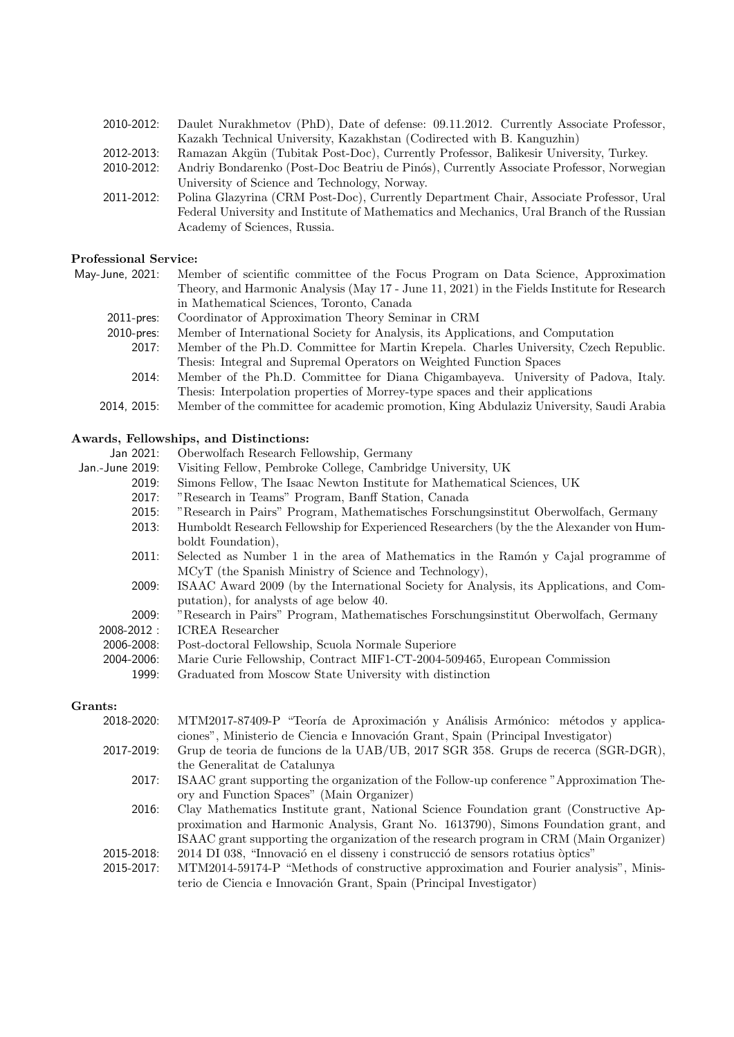2010-2012: Daulet Nurakhmetov (PhD), Date of defense: 09.11.2012. Currently Associate Professor, Kazakh Technical University, Kazakhstan (Codirected with B. Kanguzhin)

2012-2013: Ramazan Akgün (Tubitak Post-Doc), Currently Professor, Balikesir University, Turkey.

2010-2012: Andriy Bondarenko (Post-Doc Beatriu de Pinós), Currently Associate Professor, Norwegian University of Science and Technology, Norway.

2011-2012: Polina Glazyrina (CRM Post-Doc), Currently Department Chair, Associate Professor, Ural Federal University and Institute of Mathematics and Mechanics, Ural Branch of the Russian Academy of Sciences, Russia.

**Professional Service:**

May-June, 2021: Member of scientific committee of the Focus Program on Data Science, Approximation Theory, and Harmonic Analysis (May 17 - June 11, 2021) in the Fields Institute for Research in Mathematical Sciences, Toronto, Canada

2011-pres: Coordinator of Approximation Theory Seminar in CRM

2010-pres: Member of International Society for Analysis, its Applications, and Computation

2017: Member of the Ph.D. Committee for Martin Krepela. Charles University, Czech Republic. Thesis: Integral and Supremal Operators on Weighted Function Spaces

2014: Member of the Ph.D. Committee for Diana Chigambayeva. University of Padova, Italy. Thesis: Interpolation properties of Morrey-type spaces and their applications

2014, 2015: Member of the committee for academic promotion, King Abdulaziz University, Saudi Arabia

**Awards, Fellowships, and Distinctions:**

Jan 2021: Oberwolfach Research Fellowship, Germany

Jan.-June 2019: Visiting Fellow, Pembroke College, Cambridge University, UK

2019: Simons Fellow, The Isaac Newton Institute for Mathematical Sciences, UK

2017: "Research in Teams" Program, Banff Station, Canada

2015: "Research in Pairs" Program, Mathematisches Forschungsinstitut Oberwolfach, Germany

2013: Humboldt Research Fellowship for Experienced Researchers (by the the Alexander von Humboldt Foundation),

2011: Selected as Number 1 in the area of Mathematics in the Ramón y Cajal programme of MCyT (the Spanish Ministry of Science and Technology),

2009: ISAAC Award 2009 (by the International Society for Analysis, its Applications, and Computation), for analysts of age below 40.

2009: "Research in Pairs" Program, Mathematisches Forschungsinstitut Oberwolfach, Germany

2008-2012 : ICREA Researcher

2006-2008: Post-doctoral Fellowship, Scuola Normale Superiore

2004-2006: Marie Curie Fellowship, Contract MIF1-CT-2004-509465, European Commission

1999: Graduated from Moscow State University with distinction

**Grants:**

2018-2020: MTM2017-87409-P "Teoría de Aproximación y Análisis Armónico: métodos y applicaciones", Ministerio de Ciencia e Innovación Grant, Spain (Principal Investigator)

2017-2019: Grup de teoria de funcions de la UAB/UB, 2017 SGR 358. Grups de recerca (SGR-DGR), the Generalitat de Catalunya

2017: ISAAC grant supporting the organization of the Follow-up conference "Approximation Theory and Function Spaces" (Main Organizer)

2016: Clay Mathematics Institute grant, National Science Foundation grant (Constructive Approximation and Harmonic Analysis, Grant No. 1613790), Simons Foundation grant, and ISAAC grant supporting the organization of the research program in CRM (Main Organizer)

2015-2018: 2014 DI 038, "Innovació en el disseny i construcció de sensors rotatius òptics"

2015-2017: MTM2014-59174-P "Methods of constructive approximation and Fourier analysis", Ministerio de Ciencia e Innovación Grant, Spain (Principal Investigator)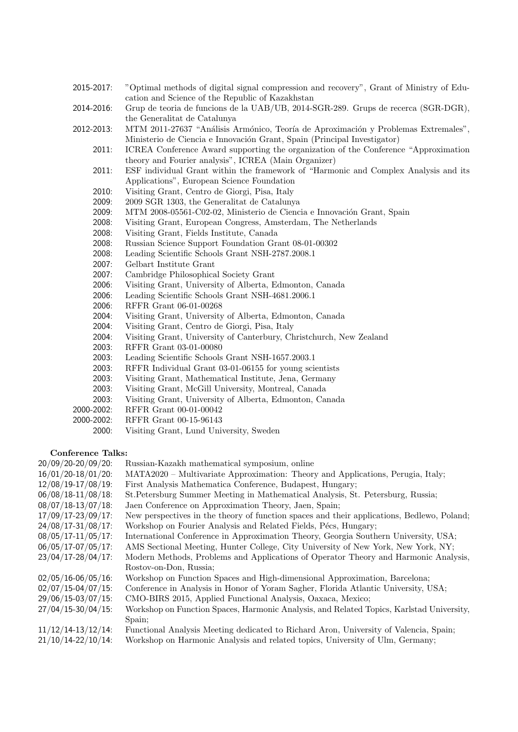2015-2017: "Optimal methods of digital signal compression and recovery", Grant of Ministry of Education and Science of the Republic of Kazakhstan

2014-2016: Grup de teoria de funcions de la UAB/UB, 2014-SGR-289. Grups de recerca (SGR-DGR), the Generalitat de Catalunya

2012-2013: MTM 2011-27637 "Análisis Armónico, Teoría de Aproximación y Problemas Extremales", Ministerio de Ciencia e Innovación Grant, Spain (Principal Investigator)

2011: ICREA Conference Award supporting the organization of the Conference "Approximation theory and Fourier analysis", ICREA (Main Organizer)

2011: ESF individual Grant within the framework of "Harmonic and Complex Analysis and its Applications", European Science Foundation

2010: Visiting Grant, Centro de Giorgi, Pisa, Italy

2009: 2009 SGR 1303, the Generalitat de Catalunya

2009: MTM 2008-05561-C02-02, Ministerio de Ciencia e Innovación Grant, Spain

2008: Visiting Grant, European Congress, Amsterdam, The Netherlands

2008: Visiting Grant, Fields Institute, Canada

2008: Russian Science Support Foundation Grant 08-01-00302

2008: Leading Scientific Schools Grant NSH-2787.2008.1

2007: Gelbart Institute Grant

2007: Cambridge Philosophical Society Grant

2006: Visiting Grant, University of Alberta, Edmonton, Canada

2006: Leading Scientific Schools Grant NSH-4681.2006.1

2006: RFFR Grant 06-01-00268

2004: Visiting Grant, University of Alberta, Edmonton, Canada

2004: Visiting Grant, Centro de Giorgi, Pisa, Italy

2004: Visiting Grant, University of Canterbury, Christchurch, New Zealand

2003: RFFR Grant 03-01-00080

2003: Leading Scientific Schools Grant NSH-1657.2003.1

2003: RFFR Individual Grant 03-01-06155 for young scientists

2003: Visiting Grant, Mathematical Institute, Jena, Germany

2003: Visiting Grant, McGill University, Montreal, Canada

2003: Visiting Grant, University of Alberta, Edmonton, Canada

2000-2002: RFFR Grant 00-01-00042

2000-2002: RFFR Grant 00-15-96143

2000: Visiting Grant, Lund University, Sweden

**Conference Talks:**

20/09/20-20/09/20: Russian-Kazakh mathematical symposium, online

16/01/20-18/01/20: MATA2020 – Multivariate Approximation: Theory and Applications, Perugia, Italy;

12/08/19-17/08/19: First Analysis Mathematica Conference, Budapest, Hungary;

06/08/18-11/08/18: St.Petersburg Summer Meeting in Mathematical Analysis, St. Petersburg, Russia;

08/07/18-13/07/18: Jaen Conference on Approximation Theory, Jaen, Spain;

17/09/17-23/09/17: New perspectives in the theory of function spaces and their applications, Bedlewo, Poland;

24/08/17-31/08/17: Workshop on Fourier Analysis and Related Fields, Pécs, Hungary;

08/05/17-11/05/17: International Conference in Approximation Theory, Georgia Southern University, USA;

06/05/17-07/05/17: AMS Sectional Meeting, Hunter College, City University of New York, New York, NY;

23/04/17-28/04/17: Modern Methods, Problems and Applications of Operator Theory and Harmonic Analysis, Rostov-on-Don, Russia;

02/05/16-06/05/16: Workshop on Function Spaces and High-dimensional Approximation, Barcelona;

02/07/15-04/07/15: Conference in Analysis in Honor of Yoram Sagher, Florida Atlantic University, USA;

29/06/15-03/07/15: CMO-BIRS 2015, Applied Functional Analysis, Oaxaca, Mexico;

27/04/15-30/04/15: Workshop on Function Spaces, Harmonic Analysis, and Related Topics, Karlstad University, Spain;

11/12/14-13/12/14: Functional Analysis Meeting dedicated to Richard Aron, University of Valencia, Spain;

21/10/14-22/10/14: Workshop on Harmonic Analysis and related topics, University of Ulm, Germany;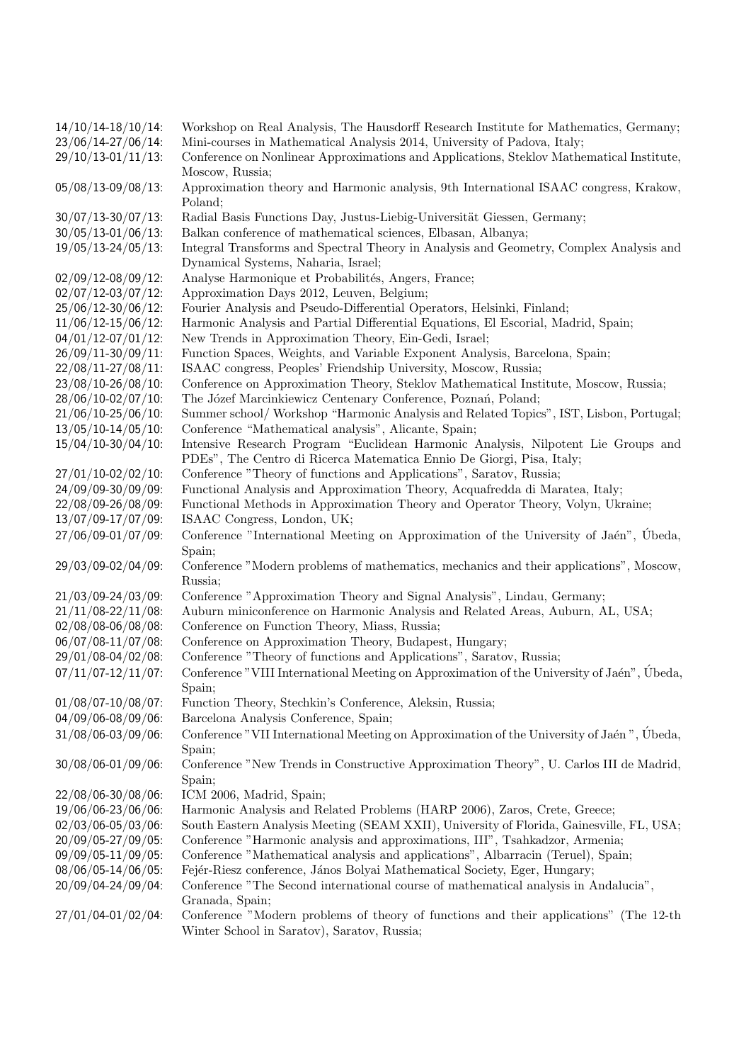14/10/14-18/10/14: Workshop on Real Analysis, The Hausdorff Research Institute for Mathematics, Germany;
23/06/14-27/06/14: Mini-courses in Mathematical Analysis 2014, University of Padova, Italy;
29/10/13-01/11/13: Conference on Nonlinear Approximations and Applications, Steklov Mathematical Institute, Moscow, Russia;
05/08/13-09/08/13: Approximation theory and Harmonic analysis, 9th International ISAAC congress, Krakow, Poland;
30/07/13-30/07/13: Radial Basis Functions Day, Justus-Liebig-Universität Giessen, Germany;
30/05/13-01/06/13: Balkan conference of mathematical sciences, Elbasan, Albanya;
19/05/13-24/05/13: Integral Transforms and Spectral Theory in Analysis and Geometry, Complex Analysis and Dynamical Systems, Naharia, Israel;
02/09/12-08/09/12: Analyse Harmonique et Probabilités, Angers, France;
02/07/12-03/07/12: Approximation Days 2012, Leuven, Belgium;
25/06/12-30/06/12: Fourier Analysis and Pseudo-Differential Operators, Helsinki, Finland;
11/06/12-15/06/12: Harmonic Analysis and Partial Differential Equations, El Escorial, Madrid, Spain;
04/01/12-07/01/12: New Trends in Approximation Theory, Ein-Gedi, Israel;
26/09/11-30/09/11: Function Spaces, Weights, and Variable Exponent Analysis, Barcelona, Spain;
22/08/11-27/08/11: ISAAC congress, Peoples' Friendship University, Moscow, Russia;
23/08/10-26/08/10: Conference on Approximation Theory, Steklov Mathematical Institute, Moscow, Russia;
28/06/10-02/07/10: The Józef Marcinkiewicz Centenary Conference, Poznań, Poland;
21/06/10-25/06/10: Summer school/ Workshop "Harmonic Analysis and Related Topics", IST, Lisbon, Portugal;
13/05/10-14/05/10: Conference "Mathematical analysis", Alicante, Spain;
15/04/10-30/04/10: Intensive Research Program "Euclidean Harmonic Analysis, Nilpotent Lie Groups and PDEs", The Centro di Ricerca Matematica Ennio De Giorgi, Pisa, Italy;
27/01/10-02/02/10: Conference "Theory of functions and Applications", Saratov, Russia;
24/09/09-30/09/09: Functional Analysis and Approximation Theory, Acquafredda di Maratea, Italy;
22/08/09-26/08/09: Functional Methods in Approximation Theory and Operator Theory, Volyn, Ukraine;
13/07/09-17/07/09: ISAAC Congress, London, UK;
27/06/09-01/07/09: Conference "International Meeting on Approximation of the University of Jaén", Úbeda, Spain;
29/03/09-02/04/09: Conference "Modern problems of mathematics, mechanics and their applications", Moscow, Russia;
21/03/09-24/03/09: Conference "Approximation Theory and Signal Analysis", Lindau, Germany;
21/11/08-22/11/08: Auburn miniconference on Harmonic Analysis and Related Areas, Auburn, AL, USA;
02/08/08-06/08/08: Conference on Function Theory, Miass, Russia;
06/07/08-11/07/08: Conference on Approximation Theory, Budapest, Hungary;
29/01/08-04/02/08: Conference "Theory of functions and Applications", Saratov, Russia;
07/11/07-12/11/07: Conference "VIII International Meeting on Approximation of the University of Jaén", Úbeda, Spain;
01/08/07-10/08/07: Function Theory, Stechkin's Conference, Aleksin, Russia;
04/09/06-08/09/06: Barcelona Analysis Conference, Spain;
31/08/06-03/09/06: Conference "VII International Meeting on Approximation of the University of Jaén ", Úbeda, Spain;
30/08/06-01/09/06: Conference "New Trends in Constructive Approximation Theory", U. Carlos III de Madrid, Spain;
22/08/06-30/08/06: ICM 2006, Madrid, Spain;
19/06/06-23/06/06: Harmonic Analysis and Related Problems (HARP 2006), Zaros, Crete, Greece;
02/03/06-05/03/06: South Eastern Analysis Meeting (SEAM XXII), University of Florida, Gainesville, FL, USA;
20/09/05-27/09/05: Conference "Harmonic analysis and approximations, III", Tsahkadzor, Armenia;
09/09/05-11/09/05: Conference "Mathematical analysis and applications", Albarracin (Teruel), Spain;
08/06/05-14/06/05: Fejér-Riesz conference, János Bolyai Mathematical Society, Eger, Hungary;
20/09/04-24/09/04: Conference "The Second international course of mathematical analysis in Andalucia", Granada, Spain;
27/01/04-01/02/04: Conference "Modern problems of theory of functions and their applications" (The 12-th Winter School in Saratov), Saratov, Russia;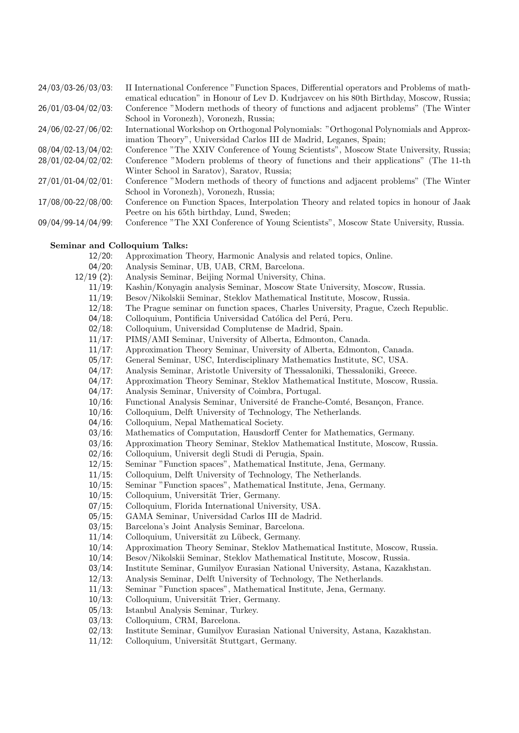24/03/03-26/03/03: II International Conference "Function Spaces, Differential operators and Problems of mathematical education" in Honour of Lev D. Kudrjavcev on his 80th Birthday, Moscow, Russia;

26/01/03-04/02/03: Conference "Modern methods of theory of functions and adjacent problems" (The Winter School in Voronezh), Voronezh, Russia;

24/06/02-27/06/02: International Workshop on Orthogonal Polynomials: "Orthogonal Polynomials and Approximation Theory", Universidad Carlos III de Madrid, Leganes, Spain;

08/04/02-13/04/02: Conference "The XXIV Conference of Young Scientists", Moscow State University, Russia;

28/01/02-04/02/02: Conference "Modern problems of theory of functions and their applications" (The 11-th Winter School in Saratov), Saratov, Russia;

27/01/01-04/02/01: Conference "Modern methods of theory of functions and adjacent problems" (The Winter School in Voronezh), Voronezh, Russia;

17/08/00-22/08/00: Conference on Function Spaces, Interpolation Theory and related topics in honour of Jaak Peetre on his 65th birthday, Lund, Sweden;

09/04/99-14/04/99: Conference "The XXI Conference of Young Scientists", Moscow State University, Russia.

**Seminar and Colloquium Talks:**

12/20: Approximation Theory, Harmonic Analysis and related topics, Online.

04/20: Analysis Seminar, UB, UAB, CRM, Barcelona.

12/19 (2): Analysis Seminar, Beijing Normal University, China.

11/19: Kashin/Konyagin analysis Seminar, Moscow State University, Moscow, Russia.

11/19: Besov/Nikolskii Seminar, Steklov Mathematical Institute, Moscow, Russia.

12/18: The Prague seminar on function spaces, Charles University, Prague, Czech Republic.

04/18: Colloquium, Pontificia Universidad Católica del Perú, Peru.

02/18: Colloquium, Universidad Complutense de Madrid, Spain.

11/17: PIMS/AMI Seminar, University of Alberta, Edmonton, Canada.

11/17: Approximation Theory Seminar, University of Alberta, Edmonton, Canada.

05/17: General Seminar, USC, Interdisciplinary Mathematics Institute, SC, USA.

04/17: Analysis Seminar, Aristotle University of Thessaloniki, Thessaloniki, Greece.

04/17: Approximation Theory Seminar, Steklov Mathematical Institute, Moscow, Russia.

04/17: Analysis Seminar, University of Coimbra, Portugal.

10/16: Functional Analysis Seminar, Université de Franche-Comté, Besançon, France.

10/16: Colloquium, Delft University of Technology, The Netherlands.

04/16: Colloquium, Nepal Mathematical Society.

03/16: Mathematics of Computation, Hausdorff Center for Mathematics, Germany.

03/16: Approximation Theory Seminar, Steklov Mathematical Institute, Moscow, Russia.

02/16: Colloquium, Universit degli Studi di Perugia, Spain.

12/15: Seminar "Function spaces", Mathematical Institute, Jena, Germany.

11/15: Colloquium, Delft University of Technology, The Netherlands.

10/15: Seminar "Function spaces", Mathematical Institute, Jena, Germany.

10/15: Colloquium, Universität Trier, Germany.

07/15: Colloquium, Florida International University, USA.

05/15: GAMA Seminar, Universidad Carlos III de Madrid.

03/15: Barcelona's Joint Analysis Seminar, Barcelona.

11/14: Colloquium, Universität zu Lübeck, Germany.

10/14: Approximation Theory Seminar, Steklov Mathematical Institute, Moscow, Russia.

10/14: Besov/Nikolskii Seminar, Steklov Mathematical Institute, Moscow, Russia.

03/14: Institute Seminar, Gumilyov Eurasian National University, Astana, Kazakhstan.

12/13: Analysis Seminar, Delft University of Technology, The Netherlands.

11/13: Seminar "Function spaces", Mathematical Institute, Jena, Germany.

10/13: Colloquium, Universität Trier, Germany.

05/13: Istanbul Analysis Seminar, Turkey.

03/13: Colloquium, CRM, Barcelona.

02/13: Institute Seminar, Gumilyov Eurasian National University, Astana, Kazakhstan.

11/12: Colloquium, Universität Stuttgart, Germany.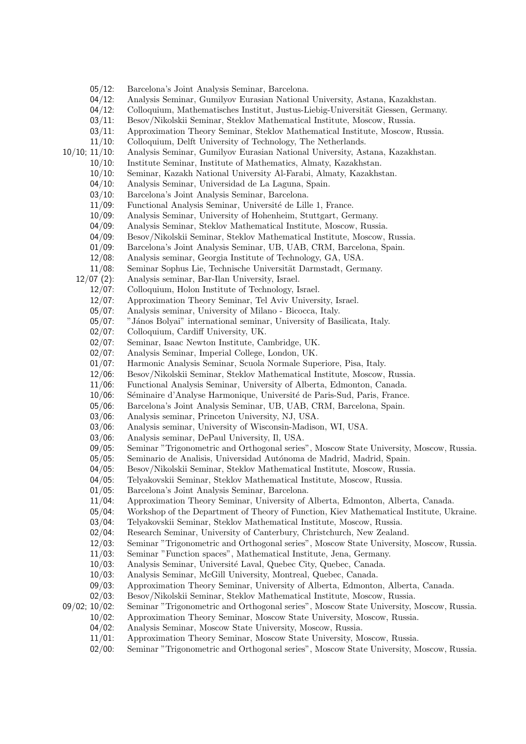05/12: Barcelona's Joint Analysis Seminar, Barcelona.
04/12: Analysis Seminar, Gumilyov Eurasian National University, Astana, Kazakhstan.
04/12: Colloquium, Mathematisches Institut, Justus-Liebig-Universität Giessen, Germany.
03/11: Besov/Nikolskii Seminar, Steklov Mathematical Institute, Moscow, Russia.
03/11: Approximation Theory Seminar, Steklov Mathematical Institute, Moscow, Russia.
11/10: Colloquium, Delft University of Technology, The Netherlands.
10/10; 11/10: Analysis Seminar, Gumilyov Eurasian National University, Astana, Kazakhstan.
10/10: Institute Seminar, Institute of Mathematics, Almaty, Kazakhstan.
10/10: Seminar, Kazakh National University Al-Farabi, Almaty, Kazakhstan.
04/10: Analysis Seminar, Universidad de La Laguna, Spain.
03/10: Barcelona's Joint Analysis Seminar, Barcelona.
11/09: Functional Analysis Seminar, Université de Lille 1, France.
10/09: Analysis Seminar, University of Hohenheim, Stuttgart, Germany.
04/09: Analysis Seminar, Steklov Mathematical Institute, Moscow, Russia.
04/09: Besov/Nikolskii Seminar, Steklov Mathematical Institute, Moscow, Russia.
01/09: Barcelona's Joint Analysis Seminar, UB, UAB, CRM, Barcelona, Spain.
12/08: Analysis seminar, Georgia Institute of Technology, GA, USA.
11/08: Seminar Sophus Lie, Technische Universität Darmstadt, Germany.
12/07 (2): Analysis seminar, Bar-Ilan University, Israel.
12/07: Colloquium, Holon Institute of Technology, Israel.
12/07: Approximation Theory Seminar, Tel Aviv University, Israel.
05/07: Analysis seminar, University of Milano - Bicocca, Italy.
05/07: "János Bolyai" international seminar, University of Basilicata, Italy.
02/07: Colloquium, Cardiff University, UK.
02/07: Seminar, Isaac Newton Institute, Cambridge, UK.
02/07: Analysis Seminar, Imperial College, London, UK.
01/07: Harmonic Analysis Seminar, Scuola Normale Superiore, Pisa, Italy.
12/06: Besov/Nikolskii Seminar, Steklov Mathematical Institute, Moscow, Russia.
11/06: Functional Analysis Seminar, University of Alberta, Edmonton, Canada.
10/06: Séminaire d'Analyse Harmonique, Université de Paris-Sud, Paris, France.
05/06: Barcelona's Joint Analysis Seminar, UB, UAB, CRM, Barcelona, Spain.
03/06: Analysis seminar, Princeton University, NJ, USA.
03/06: Analysis seminar, University of Wisconsin-Madison, WI, USA.
03/06: Analysis seminar, DePaul University, Il, USA.
09/05: Seminar "Trigonometric and Orthogonal series", Moscow State University, Moscow, Russia.
05/05: Seminario de Analisis, Universidad Autónoma de Madrid, Madrid, Spain.
04/05: Besov/Nikolskii Seminar, Steklov Mathematical Institute, Moscow, Russia.
04/05: Telyakovskii Seminar, Steklov Mathematical Institute, Moscow, Russia.
01/05: Barcelona's Joint Analysis Seminar, Barcelona.
11/04: Approximation Theory Seminar, University of Alberta, Edmonton, Alberta, Canada.
05/04: Workshop of the Department of Theory of Function, Kiev Mathematical Institute, Ukraine.
03/04: Telyakovskii Seminar, Steklov Mathematical Institute, Moscow, Russia.
02/04: Research Seminar, University of Canterbury, Christchurch, New Zealand.
12/03: Seminar "Trigonometric and Orthogonal series", Moscow State University, Moscow, Russia.
11/03: Seminar "Function spaces", Mathematical Institute, Jena, Germany.
10/03: Analysis Seminar, Université Laval, Quebec City, Quebec, Canada.
10/03: Analysis Seminar, McGill University, Montreal, Quebec, Canada.
09/03: Approximation Theory Seminar, University of Alberta, Edmonton, Alberta, Canada.
02/03: Besov/Nikolskii Seminar, Steklov Mathematical Institute, Moscow, Russia.
09/02; 10/02: Seminar "Trigonometric and Orthogonal series", Moscow State University, Moscow, Russia.
10/02: Approximation Theory Seminar, Moscow State University, Moscow, Russia.
04/02: Analysis Seminar, Moscow State University, Moscow, Russia.
11/01: Approximation Theory Seminar, Moscow State University, Moscow, Russia.
02/00: Seminar "Trigonometric and Orthogonal series", Moscow State University, Moscow, Russia.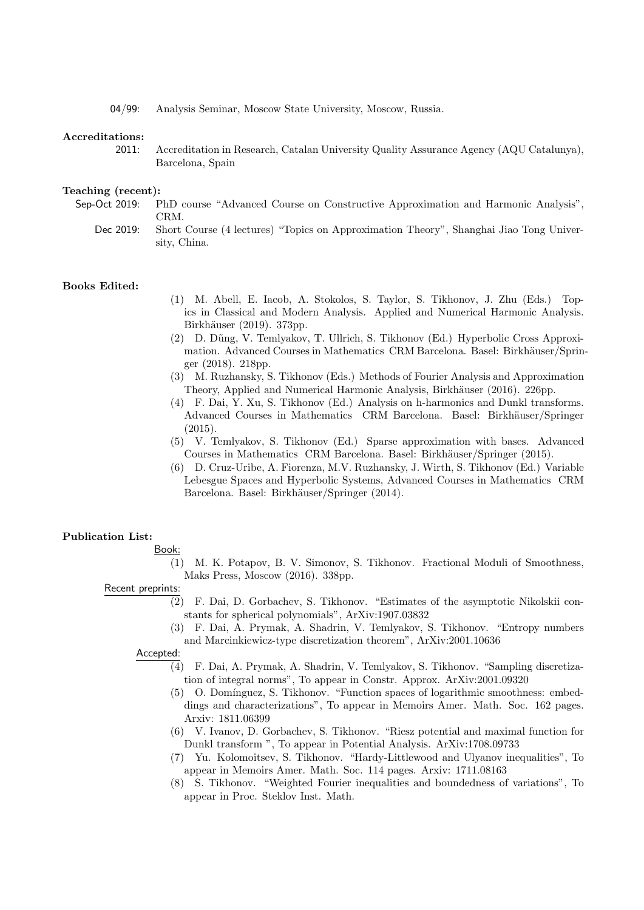04/99: Analysis Seminar, Moscow State University, Moscow, Russia.

**Accreditations:**

2011: Accreditation in Research, Catalan University Quality Assurance Agency (AQU Catalunya), Barcelona, Spain

**Teaching (recent):**

Sep-Oct 2019: PhD course "Advanced Course on Constructive Approximation and Harmonic Analysis", CRM.

Dec 2019: Short Course (4 lectures) "Topics on Approximation Theory", Shanghai Jiao Tong University, China.

**Books Edited:**

(1) M. Abell, E. Iacob, A. Stokolos, S. Taylor, S. Tikhonov, J. Zhu (Eds.) Topics in Classical and Modern Analysis. Applied and Numerical Harmonic Analysis. Birkhäuser (2019). 373pp.

(2) D. Dũng, V. Temlyakov, T. Ullrich, S. Tikhonov (Ed.) Hyperbolic Cross Approximation. Advanced Courses in Mathematics CRM Barcelona. Basel: Birkhäuser/Springer (2018). 218pp.

(3) M. Ruzhansky, S. Tikhonov (Eds.) Methods of Fourier Analysis and Approximation Theory, Applied and Numerical Harmonic Analysis, Birkhäuser (2016). 226pp.

(4) F. Dai, Y. Xu, S. Tikhonov (Ed.) Analysis on h-harmonics and Dunkl transforms. Advanced Courses in Mathematics CRM Barcelona. Basel: Birkhäuser/Springer (2015).

(5) V. Temlyakov, S. Tikhonov (Ed.) Sparse approximation with bases. Advanced Courses in Mathematics CRM Barcelona. Basel: Birkhäuser/Springer (2015).

(6) D. Cruz-Uribe, A. Fiorenza, M.V. Ruzhansky, J. Wirth, S. Tikhonov (Ed.) Variable Lebesgue Spaces and Hyperbolic Systems, Advanced Courses in Mathematics CRM Barcelona. Basel: Birkhäuser/Springer (2014).

**Publication List:**

Book:

(1) M. K. Potapov, B. V. Simonov, S. Tikhonov. Fractional Moduli of Smoothness, Maks Press, Moscow (2016). 338pp.

Recent preprints:

(2) F. Dai, D. Gorbachev, S. Tikhonov. "Estimates of the asymptotic Nikolskii constants for spherical polynomials", ArXiv:1907.03832

(3) F. Dai, A. Prymak, A. Shadrin, V. Temlyakov, S. Tikhonov. "Entropy numbers and Marcinkiewicz-type discretization theorem", ArXiv:2001.10636

Accepted:

(4) F. Dai, A. Prymak, A. Shadrin, V. Temlyakov, S. Tikhonov. "Sampling discretization of integral norms", To appear in Constr. Approx. ArXiv:2001.09320

(5) O. Domínguez, S. Tikhonov. "Function spaces of logarithmic smoothness: embeddings and characterizations", To appear in Memoirs Amer. Math. Soc. 162 pages. Arxiv: 1811.06399

(6) V. Ivanov, D. Gorbachev, S. Tikhonov. "Riesz potential and maximal function for Dunkl transform ", To appear in Potential Analysis. ArXiv:1708.09733

(7) Yu. Kolomoitsev, S. Tikhonov. "Hardy-Littlewood and Ulyanov inequalities", To appear in Memoirs Amer. Math. Soc. 114 pages. Arxiv: 1711.08163

(8) S. Tikhonov. "Weighted Fourier inequalities and boundedness of variations", To appear in Proc. Steklov Inst. Math.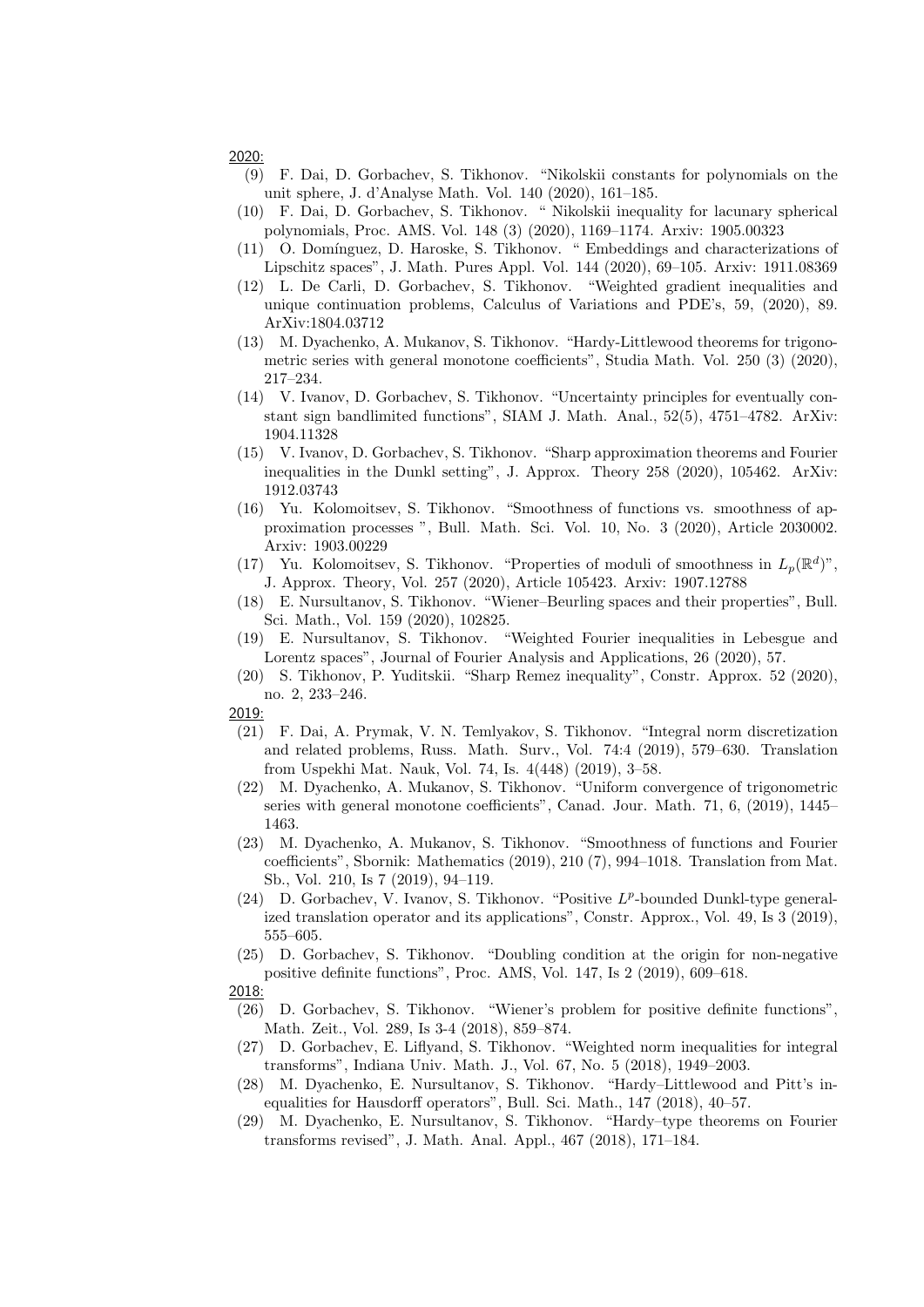<u>2020:</u>

(9) F. Dai, D. Gorbachev, S. Tikhonov. "Nikolskii constants for polynomials on the unit sphere, J. d'Analyse Math. Vol. 140 (2020), 161–185.

(10) F. Dai, D. Gorbachev, S. Tikhonov. " Nikolskii inequality for lacunary spherical polynomials, Proc. AMS. Vol. 148 (3) (2020), 1169–1174. Arxiv: 1905.00323

(11) O. Domínguez, D. Haroske, S. Tikhonov. " Embeddings and characterizations of Lipschitz spaces", J. Math. Pures Appl. Vol. 144 (2020), 69–105. Arxiv: 1911.08369

(12) L. De Carli, D. Gorbachev, S. Tikhonov. "Weighted gradient inequalities and unique continuation problems, Calculus of Variations and PDE's, 59, (2020), 89. ArXiv:1804.03712

(13) M. Dyachenko, A. Mukanov, S. Tikhonov. "Hardy-Littlewood theorems for trigonometric series with general monotone coefficients", Studia Math. Vol. 250 (3) (2020), 217–234.

(14) V. Ivanov, D. Gorbachev, S. Tikhonov. "Uncertainty principles for eventually constant sign bandlimited functions", SIAM J. Math. Anal., 52(5), 4751–4782. ArXiv: 1904.11328

(15) V. Ivanov, D. Gorbachev, S. Tikhonov. "Sharp approximation theorems and Fourier inequalities in the Dunkl setting", J. Approx. Theory 258 (2020), 105462. ArXiv: 1912.03743

(16) Yu. Kolomoitsev, S. Tikhonov. "Smoothness of functions vs. smoothness of approximation processes ", Bull. Math. Sci. Vol. 10, No. 3 (2020), Article 2030002. Arxiv: 1903.00229

(17) Yu. Kolomoitsev, S. Tikhonov. "Properties of moduli of smoothness in $L_p(\mathbb{R}^d)$", J. Approx. Theory, Vol. 257 (2020), Article 105423. Arxiv: 1907.12788

(18) E. Nursultanov, S. Tikhonov. "Wiener–Beurling spaces and their properties", Bull. Sci. Math., Vol. 159 (2020), 102825.

(19) E. Nursultanov, S. Tikhonov. "Weighted Fourier inequalities in Lebesgue and Lorentz spaces", Journal of Fourier Analysis and Applications, 26 (2020), 57.

(20) S. Tikhonov, P. Yuditskii. "Sharp Remez inequality", Constr. Approx. 52 (2020), no. 2, 233–246.

<u>2019:</u>

(21) F. Dai, A. Prymak, V. N. Temlyakov, S. Tikhonov. "Integral norm discretization and related problems, Russ. Math. Surv., Vol. 74:4 (2019), 579–630. Translation from Uspekhi Mat. Nauk, Vol. 74, Is. 4(448) (2019), 3–58.

(22) M. Dyachenko, A. Mukanov, S. Tikhonov. "Uniform convergence of trigonometric series with general monotone coefficients", Canad. Jour. Math. 71, 6, (2019), 1445–1463.

(23) M. Dyachenko, A. Mukanov, S. Tikhonov. "Smoothness of functions and Fourier coefficients", Sbornik: Mathematics (2019), 210 (7), 994–1018. Translation from Mat. Sb., Vol. 210, Is 7 (2019), 94–119.

(24) D. Gorbachev, V. Ivanov, S. Tikhonov. "Positive $L^p$-bounded Dunkl-type generalized translation operator and its applications", Constr. Approx., Vol. 49, Is 3 (2019), 555–605.

(25) D. Gorbachev, S. Tikhonov. "Doubling condition at the origin for non-negative positive definite functions", Proc. AMS, Vol. 147, Is 2 (2019), 609–618.

<u>2018:</u>

(26) D. Gorbachev, S. Tikhonov. "Wiener's problem for positive definite functions", Math. Zeit., Vol. 289, Is 3-4 (2018), 859–874.

(27) D. Gorbachev, E. Liflyand, S. Tikhonov. "Weighted norm inequalities for integral transforms", Indiana Univ. Math. J., Vol. 67, No. 5 (2018), 1949–2003.

(28) M. Dyachenko, E. Nursultanov, S. Tikhonov. "Hardy–Littlewood and Pitt's inequalities for Hausdorff operators", Bull. Sci. Math., 147 (2018), 40–57.

(29) M. Dyachenko, E. Nursultanov, S. Tikhonov. "Hardy–type theorems on Fourier transforms revised", J. Math. Anal. Appl., 467 (2018), 171–184.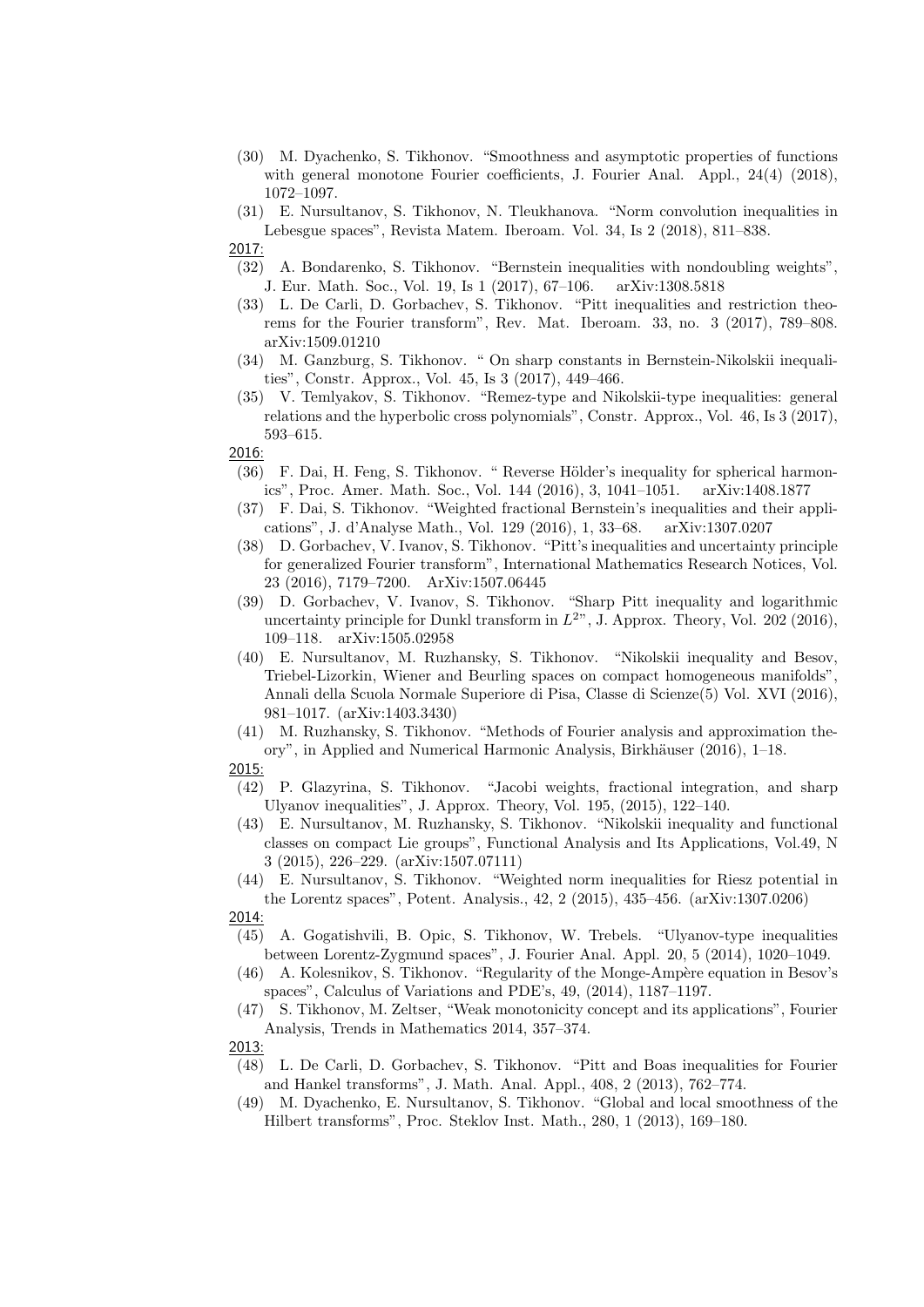(30) M. Dyachenko, S. Tikhonov. "Smoothness and asymptotic properties of functions with general monotone Fourier coefficients, J. Fourier Anal. Appl., 24(4) (2018), 1072–1097.

(31) E. Nursultanov, S. Tikhonov, N. Tleukhanova. "Norm convolution inequalities in Lebesgue spaces", Revista Matem. Iberoam. Vol. 34, Is 2 (2018), 811–838.

2017:

(32) A. Bondarenko, S. Tikhonov. "Bernstein inequalities with nondoubling weights", J. Eur. Math. Soc., Vol. 19, Is 1 (2017), 67–106. arXiv:1308.5818

(33) L. De Carli, D. Gorbachev, S. Tikhonov. "Pitt inequalities and restriction theorems for the Fourier transform", Rev. Mat. Iberoam. 33, no. 3 (2017), 789–808. arXiv:1509.01210

(34) M. Ganzburg, S. Tikhonov. " On sharp constants in Bernstein-Nikolskii inequalities", Constr. Approx., Vol. 45, Is 3 (2017), 449–466.

(35) V. Temlyakov, S. Tikhonov. "Remez-type and Nikolskii-type inequalities: general relations and the hyperbolic cross polynomials", Constr. Approx., Vol. 46, Is 3 (2017), 593–615.

2016:

(36) F. Dai, H. Feng, S. Tikhonov. " Reverse Hölder's inequality for spherical harmonics", Proc. Amer. Math. Soc., Vol. 144 (2016), 3, 1041–1051. arXiv:1408.1877

(37) F. Dai, S. Tikhonov. "Weighted fractional Bernstein's inequalities and their applications", J. d'Analyse Math., Vol. 129 (2016), 1, 33–68. arXiv:1307.0207

(38) D. Gorbachev, V. Ivanov, S. Tikhonov. "Pitt's inequalities and uncertainty principle for generalized Fourier transform", International Mathematics Research Notices, Vol. 23 (2016), 7179–7200. ArXiv:1507.06445

(39) D. Gorbachev, V. Ivanov, S. Tikhonov. "Sharp Pitt inequality and logarithmic uncertainty principle for Dunkl transform in $L^2$", J. Approx. Theory, Vol. 202 (2016), 109–118. arXiv:1505.02958

(40) E. Nursultanov, M. Ruzhansky, S. Tikhonov. "Nikolskii inequality and Besov, Triebel-Lizorkin, Wiener and Beurling spaces on compact homogeneous manifolds", Annali della Scuola Normale Superiore di Pisa, Classe di Scienze(5) Vol. XVI (2016), 981–1017. (arXiv:1403.3430)

(41) M. Ruzhansky, S. Tikhonov. "Methods of Fourier analysis and approximation theory", in Applied and Numerical Harmonic Analysis, Birkhäuser (2016), 1–18.

2015:

(42) P. Glazyrina, S. Tikhonov. "Jacobi weights, fractional integration, and sharp Ulyanov inequalities", J. Approx. Theory, Vol. 195, (2015), 122–140.

(43) E. Nursultanov, M. Ruzhansky, S. Tikhonov. "Nikolskii inequality and functional classes on compact Lie groups", Functional Analysis and Its Applications, Vol.49, N 3 (2015), 226–229. (arXiv:1507.07111)

(44) E. Nursultanov, S. Tikhonov. "Weighted norm inequalities for Riesz potential in the Lorentz spaces", Potent. Analysis., 42, 2 (2015), 435–456. (arXiv:1307.0206)

2014:

(45) A. Gogatishvili, B. Opic, S. Tikhonov, W. Trebels. "Ulyanov-type inequalities between Lorentz-Zygmund spaces", J. Fourier Anal. Appl. 20, 5 (2014), 1020–1049.

(46) A. Kolesnikov, S. Tikhonov. "Regularity of the Monge-Ampère equation in Besov's spaces", Calculus of Variations and PDE's, 49, (2014), 1187–1197.

(47) S. Tikhonov, M. Zeltser, "Weak monotonicity concept and its applications", Fourier Analysis, Trends in Mathematics 2014, 357–374.

2013:

(48) L. De Carli, D. Gorbachev, S. Tikhonov. "Pitt and Boas inequalities for Fourier and Hankel transforms", J. Math. Anal. Appl., 408, 2 (2013), 762–774.

(49) M. Dyachenko, E. Nursultanov, S. Tikhonov. "Global and local smoothness of the Hilbert transforms", Proc. Steklov Inst. Math., 280, 1 (2013), 169–180.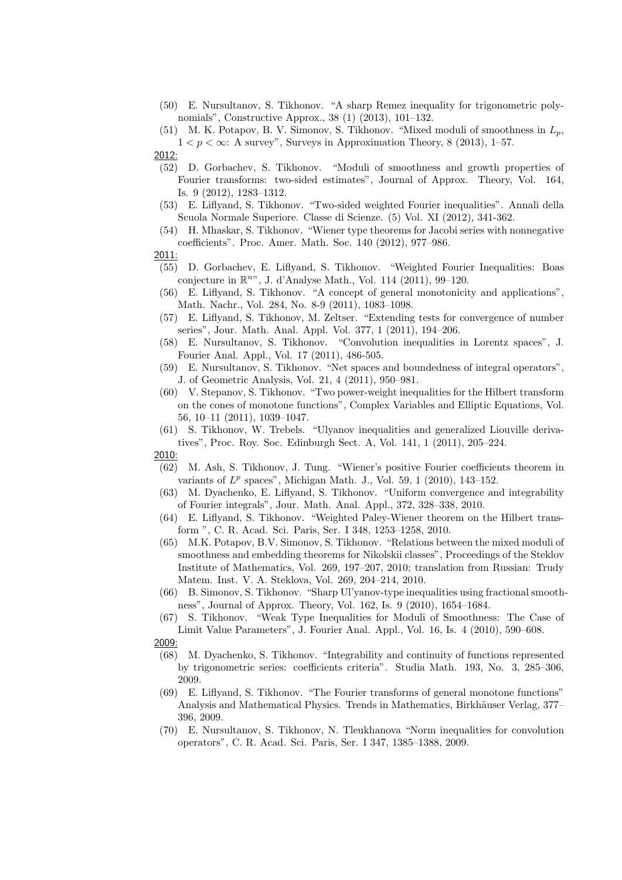(50) E. Nursultanov, S. Tikhonov. "A sharp Remez inequality for trigonometric polynomials", Constructive Approx., 38 (1) (2013), 101–132.

(51) M. K. Potapov, B. V. Simonov, S. Tikhonov. "Mixed moduli of smoothness in $L_p$, $1 < p < \infty$: A survey", Surveys in Approximation Theory, 8 (2013), 1–57.

2012:

(52) D. Gorbachev, S. Tikhonov. "Moduli of smoothness and growth properties of Fourier transforms: two-sided estimates", Journal of Approx. Theory, Vol. 164, Is. 9 (2012), 1283–1312.

(53) E. Liflyand, S. Tikhonov. "Two-sided weighted Fourier inequalities". Annali della Scuola Normale Superiore. Classe di Scienze. (5) Vol. XI (2012), 341-362.

(54) H. Mhaskar, S. Tikhonov. "Wiener type theorems for Jacobi series with nonnegative coefficients". Proc. Amer. Math. Soc. 140 (2012), 977–986.

2011:

(55) D. Gorbachev, E. Liflyand, S. Tikhonov. "Weighted Fourier Inequalities: Boas conjecture in $\mathbb{R}^n$", J. d'Analyse Math., Vol. 114 (2011), 99–120.

(56) E. Liflyand, S. Tikhonov. "A concept of general monotonicity and applications", Math. Nachr., Vol. 284, No. 8-9 (2011), 1083–1098.

(57) E. Liflyand, S. Tikhonov, M. Zeltser. "Extending tests for convergence of number series", Jour. Math. Anal. Appl. Vol. 377, 1 (2011), 194–206.

(58) E. Nursultanov, S. Tikhonov. "Convolution inequalities in Lorentz spaces", J. Fourier Anal. Appl., Vol. 17 (2011), 486-505.

(59) E. Nursultanov, S. Tikhonov. "Net spaces and boundedness of integral operators", J. of Geometric Analysis, Vol. 21, 4 (2011), 950–981.

(60) V. Stepanov, S. Tikhonov. "Two power-weight inequalities for the Hilbert transform on the cones of monotone functions", Complex Variables and Elliptic Equations, Vol. 56, 10–11 (2011), 1039–1047.

(61) S. Tikhonov, W. Trebels. "Ulyanov inequalities and generalized Liouville derivatives", Proc. Roy. Soc. Edinburgh Sect. A, Vol. 141, 1 (2011), 205–224.

2010:

(62) M. Ash, S. Tikhonov, J. Tung. "Wiener's positive Fourier coefficients theorem in variants of $L^p$ spaces", Michigan Math. J., Vol. 59, 1 (2010), 143–152.

(63) M. Dyachenko, E. Liflyand, S. Tikhonov. "Uniform convergence and integrability of Fourier integrals", Jour. Math. Anal. Appl., 372, 328–338, 2010.

(64) E. Liflyand, S. Tikhonov. "Weighted Paley-Wiener theorem on the Hilbert transform ", C. R. Acad. Sci. Paris, Ser. I 348, 1253–1258, 2010.

(65) M.K. Potapov, B.V. Simonov, S. Tikhonov. "Relations between the mixed moduli of smoothness and embedding theorems for Nikolskii classes", Proceedings of the Steklov Institute of Mathematics, Vol. 269, 197–207, 2010; translation from Russian: Trudy Matem. Inst. V. A. Steklova, Vol. 269, 204–214, 2010.

(66) B. Simonov, S. Tikhonov. "Sharp Ul'yanov-type inequalities using fractional smoothness", Journal of Approx. Theory, Vol. 162, Is. 9 (2010), 1654–1684.

(67) S. Tikhonov. "Weak Type Inequalities for Moduli of Smoothness: The Case of Limit Value Parameters", J. Fourier Anal. Appl., Vol. 16, Is. 4 (2010), 590–608.

2009:

(68) M. Dyachenko, S. Tikhonov. "Integrability and continuity of functions represented by trigonometric series: coefficients criteria". Studia Math. 193, No. 3, 285–306, 2009.

(69) E. Liflyand, S. Tikhonov. "The Fourier transforms of general monotone functions" Analysis and Mathematical Physics. Trends in Mathematics, Birkhäuser Verlag, 377–396, 2009.

(70) E. Nursultanov, S. Tikhonov, N. Tleukhanova "Norm inequalities for convolution operators", C. R. Acad. Sci. Paris, Ser. I 347, 1385–1388, 2009.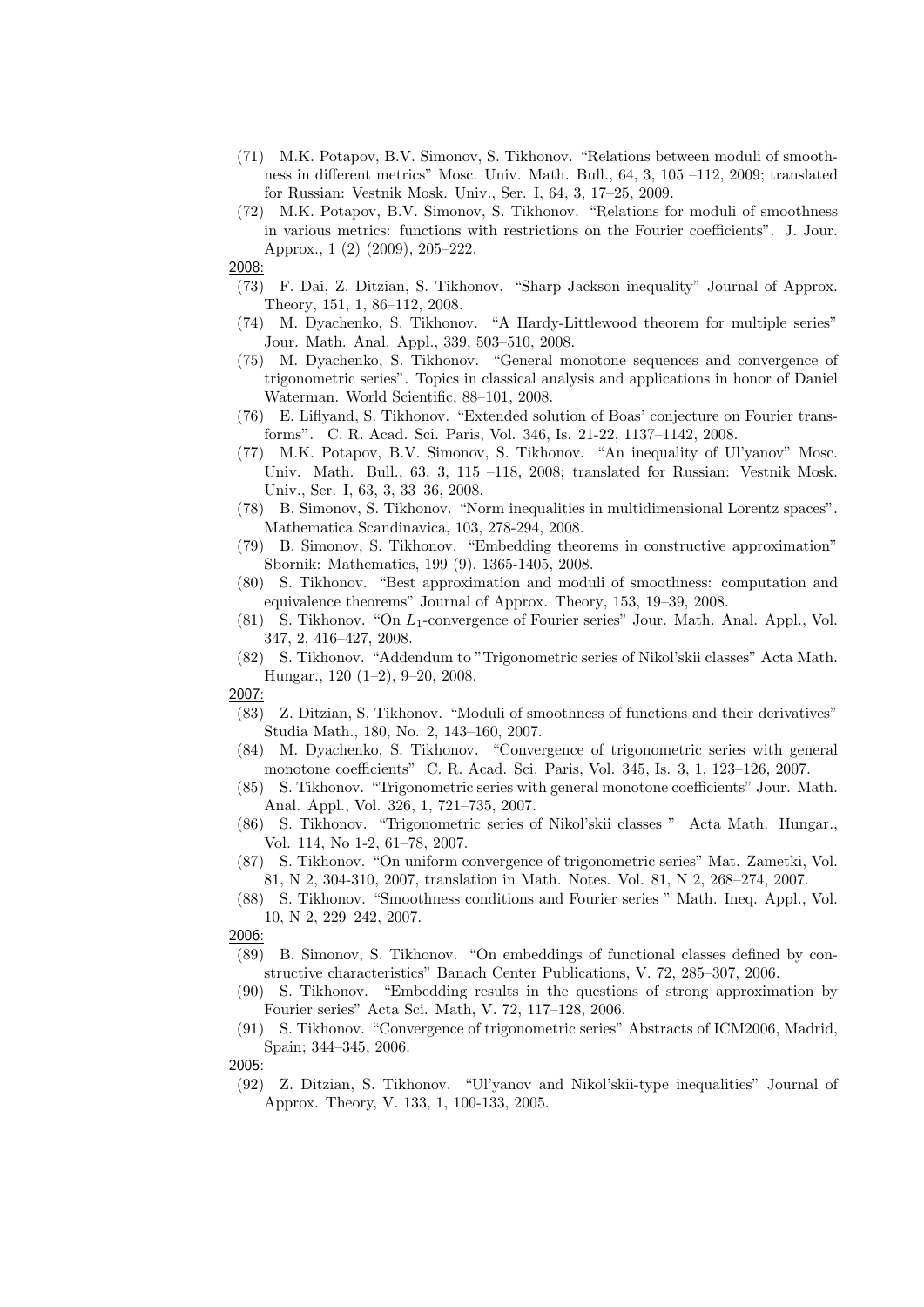(71) M.K. Potapov, B.V. Simonov, S. Tikhonov. "Relations between moduli of smoothness in different metrics" Mosc. Univ. Math. Bull., 64, 3, 105 –112, 2009; translated for Russian: Vestnik Mosk. Univ., Ser. I, 64, 3, 17–25, 2009.

(72) M.K. Potapov, B.V. Simonov, S. Tikhonov. "Relations for moduli of smoothness in various metrics: functions with restrictions on the Fourier coefficients". J. Jour. Approx., 1 (2) (2009), 205–222.

2008:

(73) F. Dai, Z. Ditzian, S. Tikhonov. "Sharp Jackson inequality" Journal of Approx. Theory, 151, 1, 86–112, 2008.

(74) M. Dyachenko, S. Tikhonov. "A Hardy-Littlewood theorem for multiple series" Jour. Math. Anal. Appl., 339, 503–510, 2008.

(75) M. Dyachenko, S. Tikhonov. "General monotone sequences and convergence of trigonometric series". Topics in classical analysis and applications in honor of Daniel Waterman. World Scientific, 88–101, 2008.

(76) E. Liflyand, S. Tikhonov. "Extended solution of Boas' conjecture on Fourier transforms". C. R. Acad. Sci. Paris, Vol. 346, Is. 21-22, 1137–1142, 2008.

(77) M.K. Potapov, B.V. Simonov, S. Tikhonov. "An inequality of Ul'yanov" Mosc. Univ. Math. Bull., 63, 3, 115 –118, 2008; translated for Russian: Vestnik Mosk. Univ., Ser. I, 63, 3, 33–36, 2008.

(78) B. Simonov, S. Tikhonov. "Norm inequalities in multidimensional Lorentz spaces". Mathematica Scandinavica, 103, 278-294, 2008.

(79) B. Simonov, S. Tikhonov. "Embedding theorems in constructive approximation" Sbornik: Mathematics, 199 (9), 1365-1405, 2008.

(80) S. Tikhonov. "Best approximation and moduli of smoothness: computation and equivalence theorems" Journal of Approx. Theory, 153, 19–39, 2008.

(81) S. Tikhonov. "On $L_1$-convergence of Fourier series" Jour. Math. Anal. Appl., Vol. 347, 2, 416–427, 2008.

(82) S. Tikhonov. "Addendum to "Trigonometric series of Nikol'skii classes" Acta Math. Hungar., 120 (1–2), 9–20, 2008.

2007:

(83) Z. Ditzian, S. Tikhonov. "Moduli of smoothness of functions and their derivatives" Studia Math., 180, No. 2, 143–160, 2007.

(84) M. Dyachenko, S. Tikhonov. "Convergence of trigonometric series with general monotone coefficients" C. R. Acad. Sci. Paris, Vol. 345, Is. 3, 1, 123–126, 2007.

(85) S. Tikhonov. "Trigonometric series with general monotone coefficients" Jour. Math. Anal. Appl., Vol. 326, 1, 721–735, 2007.

(86) S. Tikhonov. "Trigonometric series of Nikol'skii classes " Acta Math. Hungar., Vol. 114, No 1-2, 61–78, 2007.

(87) S. Tikhonov. "On uniform convergence of trigonometric series" Mat. Zametki, Vol. 81, N 2, 304-310, 2007, translation in Math. Notes. Vol. 81, N 2, 268–274, 2007.

(88) S. Tikhonov. "Smoothness conditions and Fourier series " Math. Ineq. Appl., Vol. 10, N 2, 229–242, 2007.

2006:

(89) B. Simonov, S. Tikhonov. "On embeddings of functional classes defined by constructive characteristics" Banach Center Publications, V. 72, 285–307, 2006.

(90) S. Tikhonov. "Embedding results in the questions of strong approximation by Fourier series" Acta Sci. Math, V. 72, 117–128, 2006.

(91) S. Tikhonov. "Convergence of trigonometric series" Abstracts of ICM2006, Madrid, Spain; 344–345, 2006.

2005:

(92) Z. Ditzian, S. Tikhonov. "Ul'yanov and Nikol'skii-type inequalities" Journal of Approx. Theory, V. 133, 1, 100-133, 2005.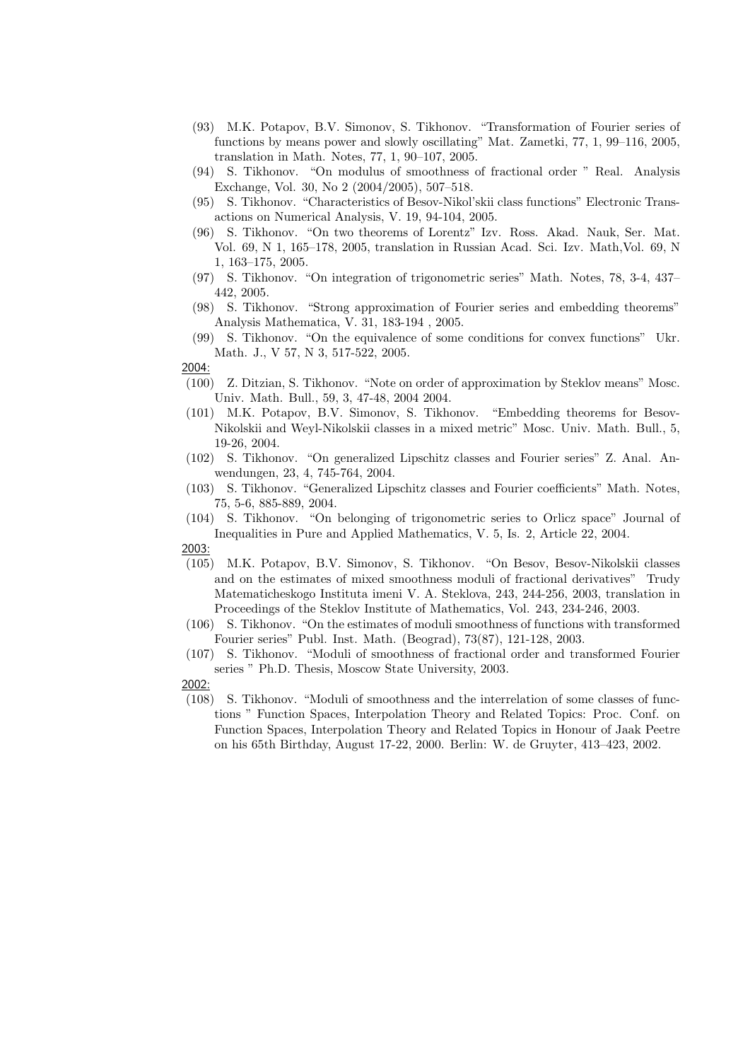(93) M.K. Potapov, B.V. Simonov, S. Tikhonov. "Transformation of Fourier series of functions by means power and slowly oscillating" Mat. Zametki, 77, 1, 99–116, 2005, translation in Math. Notes, 77, 1, 90–107, 2005.

(94) S. Tikhonov. "On modulus of smoothness of fractional order " Real. Analysis Exchange, Vol. 30, No 2 (2004/2005), 507–518.

(95) S. Tikhonov. "Characteristics of Besov-Nikol'skii class functions" Electronic Transactions on Numerical Analysis, V. 19, 94-104, 2005.

(96) S. Tikhonov. "On two theorems of Lorentz" Izv. Ross. Akad. Nauk, Ser. Mat. Vol. 69, N 1, 165–178, 2005, translation in Russian Acad. Sci. Izv. Math,Vol. 69, N 1, 163–175, 2005.

(97) S. Tikhonov. "On integration of trigonometric series" Math. Notes, 78, 3-4, 437–442, 2005.

(98) S. Tikhonov. "Strong approximation of Fourier series and embedding theorems" Analysis Mathematica, V. 31, 183-194 , 2005.

(99) S. Tikhonov. "On the equivalence of some conditions for convex functions" Ukr. Math. J., V 57, N 3, 517-522, 2005.

2004:

(100) Z. Ditzian, S. Tikhonov. "Note on order of approximation by Steklov means" Mosc. Univ. Math. Bull., 59, 3, 47-48, 2004 2004.

(101) M.K. Potapov, B.V. Simonov, S. Tikhonov. "Embedding theorems for Besov-Nikolskii and Weyl-Nikolskii classes in a mixed metric" Mosc. Univ. Math. Bull., 5, 19-26, 2004.

(102) S. Tikhonov. "On generalized Lipschitz classes and Fourier series" Z. Anal. Anwendungen, 23, 4, 745-764, 2004.

(103) S. Tikhonov. "Generalized Lipschitz classes and Fourier coefficients" Math. Notes, 75, 5-6, 885-889, 2004.

(104) S. Tikhonov. "On belonging of trigonometric series to Orlicz space" Journal of Inequalities in Pure and Applied Mathematics, V. 5, Is. 2, Article 22, 2004.

2003:

(105) M.K. Potapov, B.V. Simonov, S. Tikhonov. "On Besov, Besov-Nikolskii classes and on the estimates of mixed smoothness moduli of fractional derivatives" Trudy Matematicheskogo Instituta imeni V. A. Steklova, 243, 244-256, 2003, translation in Proceedings of the Steklov Institute of Mathematics, Vol. 243, 234-246, 2003.

(106) S. Tikhonov. "On the estimates of moduli smoothness of functions with transformed Fourier series" Publ. Inst. Math. (Beograd), 73(87), 121-128, 2003.

(107) S. Tikhonov. "Moduli of smoothness of fractional order and transformed Fourier series " Ph.D. Thesis, Moscow State University, 2003.

2002:

(108) S. Tikhonov. "Moduli of smoothness and the interrelation of some classes of functions " Function Spaces, Interpolation Theory and Related Topics: Proc. Conf. on Function Spaces, Interpolation Theory and Related Topics in Honour of Jaak Peetre on his 65th Birthday, August 17-22, 2000. Berlin: W. de Gruyter, 413–423, 2002.